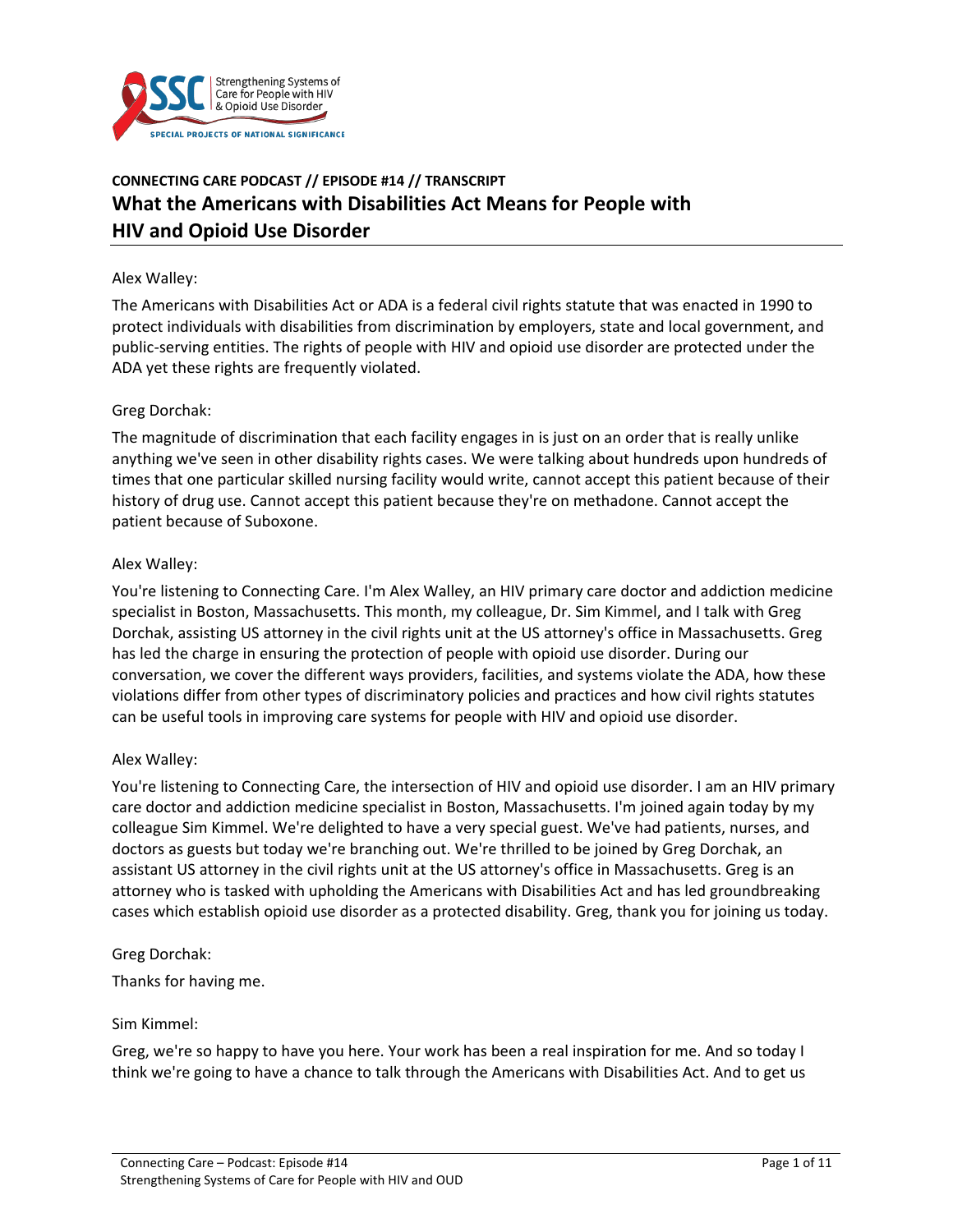**CONNECTING CARE PODCAST // EPISODE #14 // TRANSCRIPT**

# What the Americans with Disabilities Act Means for People with HIV and Opioid Use Disorder

Alex Walley:

The Americans with Disabilities Act or ADA is a federal civil rights statute that was enacted in 1990 to protect individuals with disabilities from discrimination by employers, state and local government, and public-serving entities. The rights of people with HIV and opioid use disorder are protected under the ADA yet these rights are frequently violated.

Greg Dorchak:

The magnitude of discrimination that each facility engages in is just on an order that is really unlike anything we've seen in other disability rights cases. We were talking about hundreds upon hundreds of times that one particular skilled nursing facility would write, cannot accept this patient because of their history of drug use. Cannot accept this patient because they're on methadone. Cannot accept the patient because of Suboxone.

Alex Walley:

You're listening to Connecting Care. I'm Alex Walley, an HIV primary care doctor and addiction medicine specialist in Boston, Massachusetts. This month, my colleague, Dr. Sim Kimmel, and I talk with Greg Dorchak, assisting US attorney in the civil rights unit at the US attorney's office in Massachusetts. Greg has led the charge in ensuring the protection of people with opioid use disorder. During our conversation, we cover the different ways providers, facilities, and systems violate the ADA, how these violations differ from other types of discriminatory policies and practices and how civil rights statutes can be useful tools in improving care systems for people with HIV and opioid use disorder.

Alex Walley:

You're listening to Connecting Care, the intersection of HIV and opioid use disorder. I am an HIV primary care doctor and addiction medicine specialist in Boston, Massachusetts. I'm joined again today by my colleague Sim Kimmel. We're delighted to have a very special guest. We've had patients, nurses, and doctors as guests but today we're branching out. We're thrilled to be joined by Greg Dorchak, an assistant US attorney in the civil rights unit at the US attorney's office in Massachusetts. Greg is an attorney who is tasked with upholding the Americans with Disabilities Act and has led groundbreaking cases which establish opioid use disorder as a protected disability. Greg, thank you for joining us today.

Greg Dorchak:

Thanks for having me.

Sim Kimmel:

Greg, we're so happy to have you here. Your work has been a real inspiration for me. And so today I think we're going to have a chance to talk through the Americans with Disabilities Act. And to get us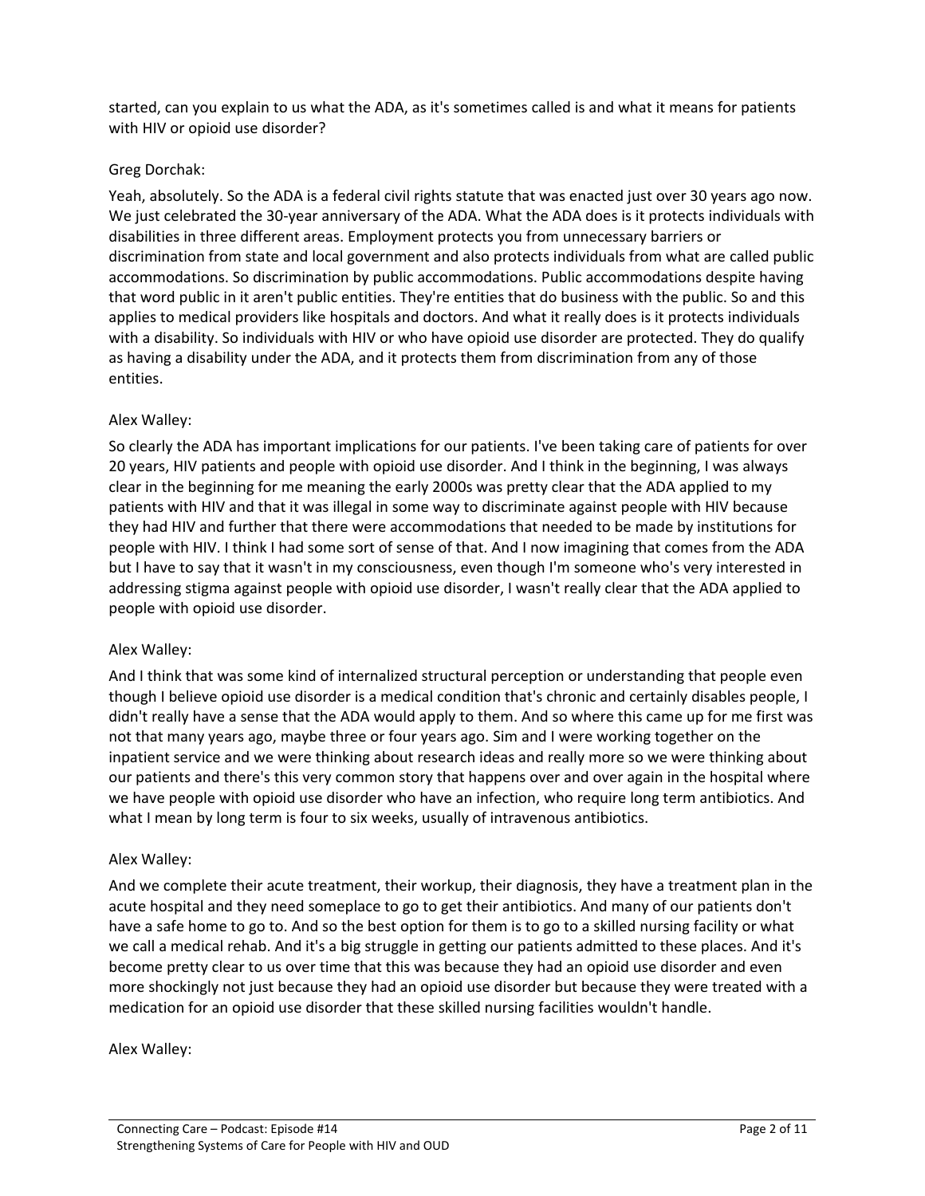started, can you explain to us what the ADA, as it's sometimes called is and what it means for patients with HIV or opioid use disorder?

Greg Dorchak:

Yeah, absolutely. So the ADA is a federal civil rights statute that was enacted just over 30 years ago now. We just celebrated the 30-year anniversary of the ADA. What the ADA does is it protects individuals with disabilities in three different areas. Employment protects you from unnecessary barriers or discrimination from state and local government and also protects individuals from what are called public accommodations. So discrimination by public accommodations. Public accommodations despite having that word public in it aren't public entities. They're entities that do business with the public. So and this applies to medical providers like hospitals and doctors. And what it really does is it protects individuals with a disability. So individuals with HIV or who have opioid use disorder are protected. They do qualify as having a disability under the ADA, and it protects them from discrimination from any of those entities.

Alex Walley:

So clearly the ADA has important implications for our patients. I've been taking care of patients for over 20 years, HIV patients and people with opioid use disorder. And I think in the beginning, I was always clear in the beginning for me meaning the early 2000s was pretty clear that the ADA applied to my patients with HIV and that it was illegal in some way to discriminate against people with HIV because they had HIV and further that there were accommodations that needed to be made by institutions for people with HIV. I think I had some sort of sense of that. And I now imagining that comes from the ADA but I have to say that it wasn't in my consciousness, even though I'm someone who's very interested in addressing stigma against people with opioid use disorder, I wasn't really clear that the ADA applied to people with opioid use disorder.

Alex Walley:

And I think that was some kind of internalized structural perception or understanding that people even though I believe opioid use disorder is a medical condition that's chronic and certainly disables people, I didn't really have a sense that the ADA would apply to them. And so where this came up for me first was not that many years ago, maybe three or four years ago. Sim and I were working together on the inpatient service and we were thinking about research ideas and really more so we were thinking about our patients and there's this very common story that happens over and over again in the hospital where we have people with opioid use disorder who have an infection, who require long term antibiotics. And what I mean by long term is four to six weeks, usually of intravenous antibiotics.

Alex Walley:

And we complete their acute treatment, their workup, their diagnosis, they have a treatment plan in the acute hospital and they need someplace to go to get their antibiotics. And many of our patients don't have a safe home to go to. And so the best option for them is to go to a skilled nursing facility or what we call a medical rehab. And it's a big struggle in getting our patients admitted to these places. And it's become pretty clear to us over time that this was because they had an opioid use disorder and even more shockingly not just because they had an opioid use disorder but because they were treated with a medication for an opioid use disorder that these skilled nursing facilities wouldn't handle.

Alex Walley: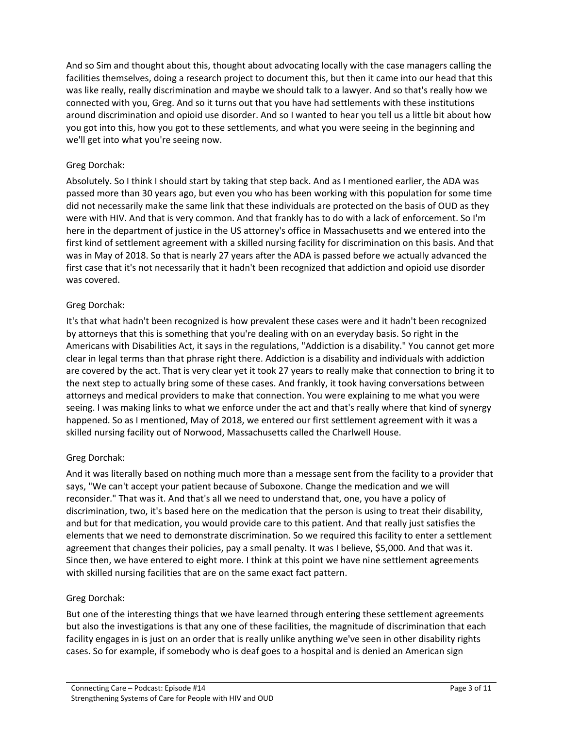And so Sim and thought about this, thought about advocating locally with the case managers calling the facilities themselves, doing a research project to document this, but then it came into our head that this was like really, really discrimination and maybe we should talk to a lawyer. And so that's really how we connected with you, Greg. And so it turns out that you have had settlements with these institutions around discrimination and opioid use disorder. And so I wanted to hear you tell us a little bit about how you got into this, how you got to these settlements, and what you were seeing in the beginning and we'll get into what you're seeing now.

Greg Dorchak:

Absolutely. So I think I should start by taking that step back. And as I mentioned earlier, the ADA was passed more than 30 years ago, but even you who has been working with this population for some time did not necessarily make the same link that these individuals are protected on the basis of OUD as they were with HIV. And that is very common. And that frankly has to do with a lack of enforcement. So I'm here in the department of justice in the US attorney's office in Massachusetts and we entered into the first kind of settlement agreement with a skilled nursing facility for discrimination on this basis. And that was in May of 2018. So that is nearly 27 years after the ADA is passed before we actually advanced the first case that it's not necessarily that it hadn't been recognized that addiction and opioid use disorder was covered.

Greg Dorchak:

It's that what hadn't been recognized is how prevalent these cases were and it hadn't been recognized by attorneys that this is something that you're dealing with on an everyday basis. So right in the Americans with Disabilities Act, it says in the regulations, "Addiction is a disability." You cannot get more clear in legal terms than that phrase right there. Addiction is a disability and individuals with addiction are covered by the act. That is very clear yet it took 27 years to really make that connection to bring it to the next step to actually bring some of these cases. And frankly, it took having conversations between attorneys and medical providers to make that connection. You were explaining to me what you were seeing. I was making links to what we enforce under the act and that's really where that kind of synergy happened. So as I mentioned, May of 2018, we entered our first settlement agreement with it was a skilled nursing facility out of Norwood, Massachusetts called the Charlwell House.

Greg Dorchak:

And it was literally based on nothing much more than a message sent from the facility to a provider that says, "We can't accept your patient because of Suboxone. Change the medication and we will reconsider." That was it. And that's all we need to understand that, one, you have a policy of discrimination, two, it's based here on the medication that the person is using to treat their disability, and but for that medication, you would provide care to this patient. And that really just satisfies the elements that we need to demonstrate discrimination. So we required this facility to enter a settlement agreement that changes their policies, pay a small penalty. It was I believe, $5,000. And that was it. Since then, we have entered to eight more. I think at this point we have nine settlement agreements with skilled nursing facilities that are on the same exact fact pattern.

Greg Dorchak:

But one of the interesting things that we have learned through entering these settlement agreements but also the investigations is that any one of these facilities, the magnitude of discrimination that each facility engages in is just on an order that is really unlike anything we've seen in other disability rights cases. So for example, if somebody who is deaf goes to a hospital and is denied an American sign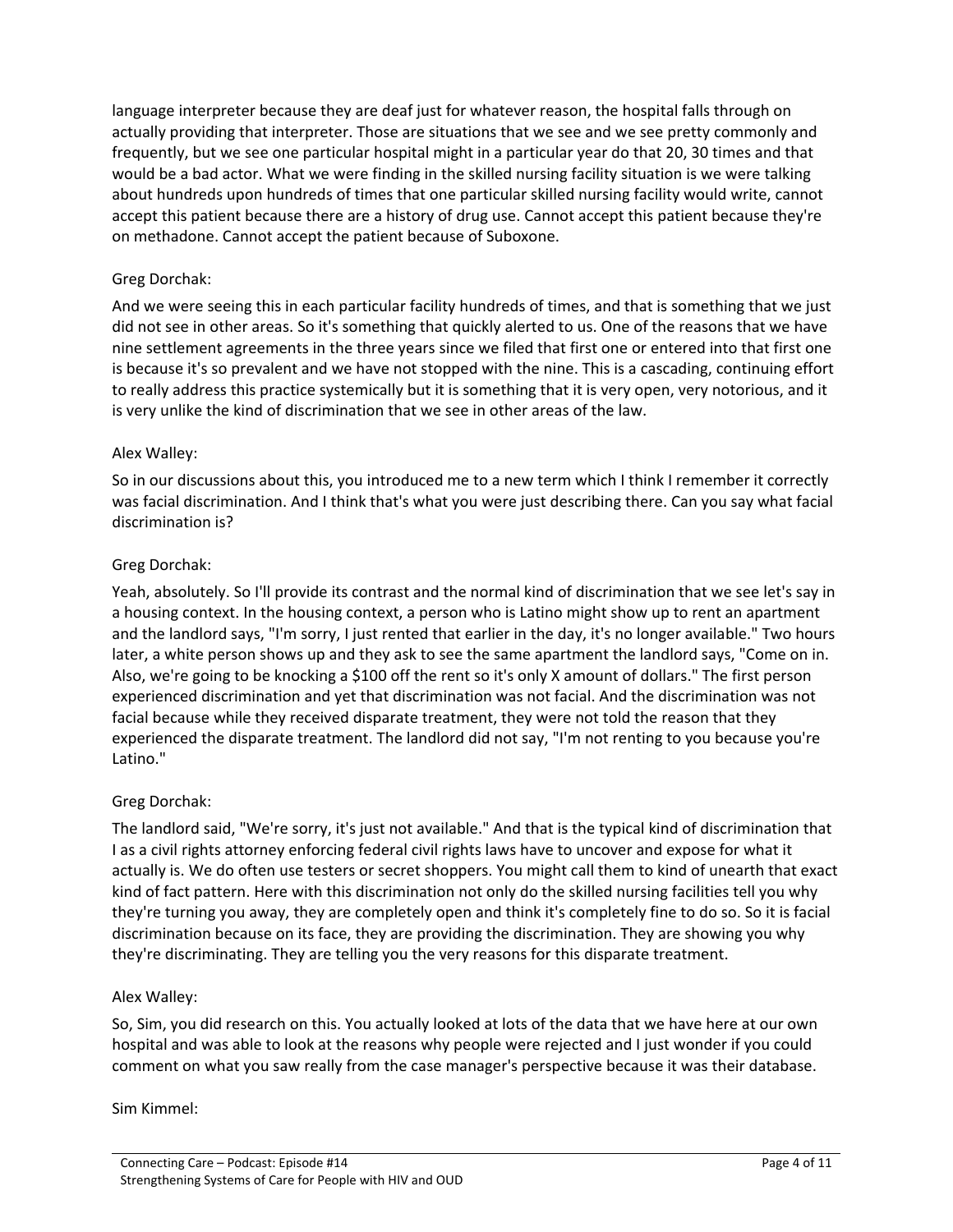language interpreter because they are deaf just for whatever reason, the hospital falls through on actually providing that interpreter. Those are situations that we see and we see pretty commonly and frequently, but we see one particular hospital might in a particular year do that 20, 30 times and that would be a bad actor. What we were finding in the skilled nursing facility situation is we were talking about hundreds upon hundreds of times that one particular skilled nursing facility would write, cannot accept this patient because there are a history of drug use. Cannot accept this patient because they're on methadone. Cannot accept the patient because of Suboxone.

Greg Dorchak:

And we were seeing this in each particular facility hundreds of times, and that is something that we just did not see in other areas. So it's something that quickly alerted to us. One of the reasons that we have nine settlement agreements in the three years since we filed that first one or entered into that first one is because it's so prevalent and we have not stopped with the nine. This is a cascading, continuing effort to really address this practice systemically but it is something that it is very open, very notorious, and it is very unlike the kind of discrimination that we see in other areas of the law.

Alex Walley:

So in our discussions about this, you introduced me to a new term which I think I remember it correctly was facial discrimination. And I think that's what you were just describing there. Can you say what facial discrimination is?

Greg Dorchak:

Yeah, absolutely. So I'll provide its contrast and the normal kind of discrimination that we see let's say in a housing context. In the housing context, a person who is Latino might show up to rent an apartment and the landlord says, "I'm sorry, I just rented that earlier in the day, it's no longer available." Two hours later, a white person shows up and they ask to see the same apartment the landlord says, "Come on in. Also, we're going to be knocking a $100 off the rent so it's only X amount of dollars." The first person experienced discrimination and yet that discrimination was not facial. And the discrimination was not facial because while they received disparate treatment, they were not told the reason that they experienced the disparate treatment. The landlord did not say, "I'm not renting to you because you're Latino."

Greg Dorchak:

The landlord said, "We're sorry, it's just not available." And that is the typical kind of discrimination that I as a civil rights attorney enforcing federal civil rights laws have to uncover and expose for what it actually is. We do often use testers or secret shoppers. You might call them to kind of unearth that exact kind of fact pattern. Here with this discrimination not only do the skilled nursing facilities tell you why they're turning you away, they are completely open and think it's completely fine to do so. So it is facial discrimination because on its face, they are providing the discrimination. They are showing you why they're discriminating. They are telling you the very reasons for this disparate treatment.

Alex Walley:

So, Sim, you did research on this. You actually looked at lots of the data that we have here at our own hospital and was able to look at the reasons why people were rejected and I just wonder if you could comment on what you saw really from the case manager's perspective because it was their database.

Sim Kimmel: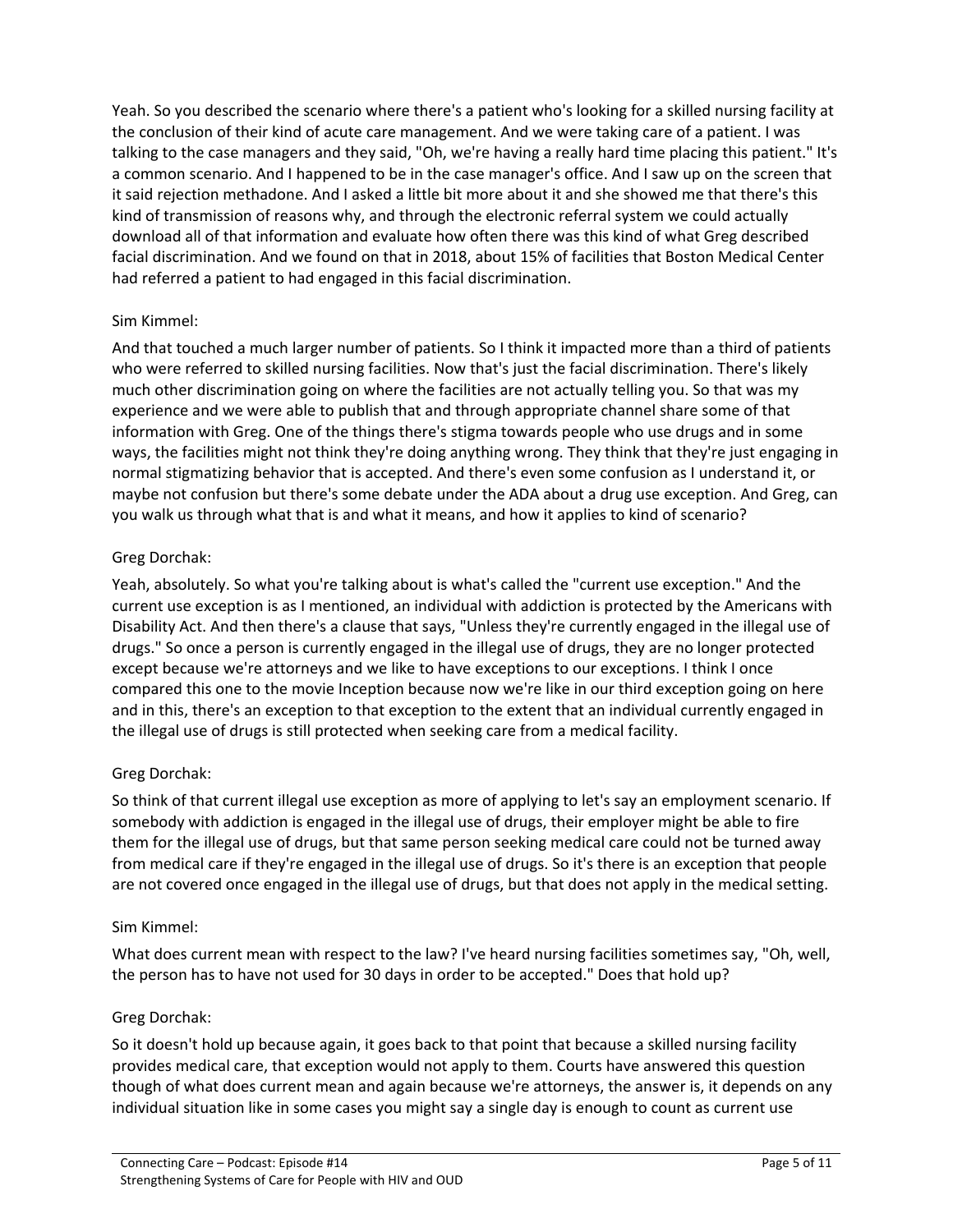Yeah. So you described the scenario where there's a patient who's looking for a skilled nursing facility at the conclusion of their kind of acute care management. And we were taking care of a patient. I was talking to the case managers and they said, "Oh, we're having a really hard time placing this patient." It's a common scenario. And I happened to be in the case manager's office. And I saw up on the screen that it said rejection methadone. And I asked a little bit more about it and she showed me that there's this kind of transmission of reasons why, and through the electronic referral system we could actually download all of that information and evaluate how often there was this kind of what Greg described facial discrimination. And we found on that in 2018, about 15% of facilities that Boston Medical Center had referred a patient to had engaged in this facial discrimination.

Sim Kimmel:

And that touched a much larger number of patients. So I think it impacted more than a third of patients who were referred to skilled nursing facilities. Now that's just the facial discrimination. There's likely much other discrimination going on where the facilities are not actually telling you. So that was my experience and we were able to publish that and through appropriate channel share some of that information with Greg. One of the things there's stigma towards people who use drugs and in some ways, the facilities might not think they're doing anything wrong. They think that they're just engaging in normal stigmatizing behavior that is accepted. And there's even some confusion as I understand it, or maybe not confusion but there's some debate under the ADA about a drug use exception. And Greg, can you walk us through what that is and what it means, and how it applies to kind of scenario?

Greg Dorchak:

Yeah, absolutely. So what you're talking about is what's called the "current use exception." And the current use exception is as I mentioned, an individual with addiction is protected by the Americans with Disability Act. And then there's a clause that says, "Unless they're currently engaged in the illegal use of drugs." So once a person is currently engaged in the illegal use of drugs, they are no longer protected except because we're attorneys and we like to have exceptions to our exceptions. I think I once compared this one to the movie Inception because now we're like in our third exception going on here and in this, there's an exception to that exception to the extent that an individual currently engaged in the illegal use of drugs is still protected when seeking care from a medical facility.

Greg Dorchak:

So think of that current illegal use exception as more of applying to let's say an employment scenario. If somebody with addiction is engaged in the illegal use of drugs, their employer might be able to fire them for the illegal use of drugs, but that same person seeking medical care could not be turned away from medical care if they're engaged in the illegal use of drugs. So it's there is an exception that people are not covered once engaged in the illegal use of drugs, but that does not apply in the medical setting.

Sim Kimmel:

What does current mean with respect to the law? I've heard nursing facilities sometimes say, "Oh, well, the person has to have not used for 30 days in order to be accepted." Does that hold up?

Greg Dorchak:

So it doesn't hold up because again, it goes back to that point that because a skilled nursing facility provides medical care, that exception would not apply to them. Courts have answered this question though of what does current mean and again because we're attorneys, the answer is, it depends on any individual situation like in some cases you might say a single day is enough to count as current use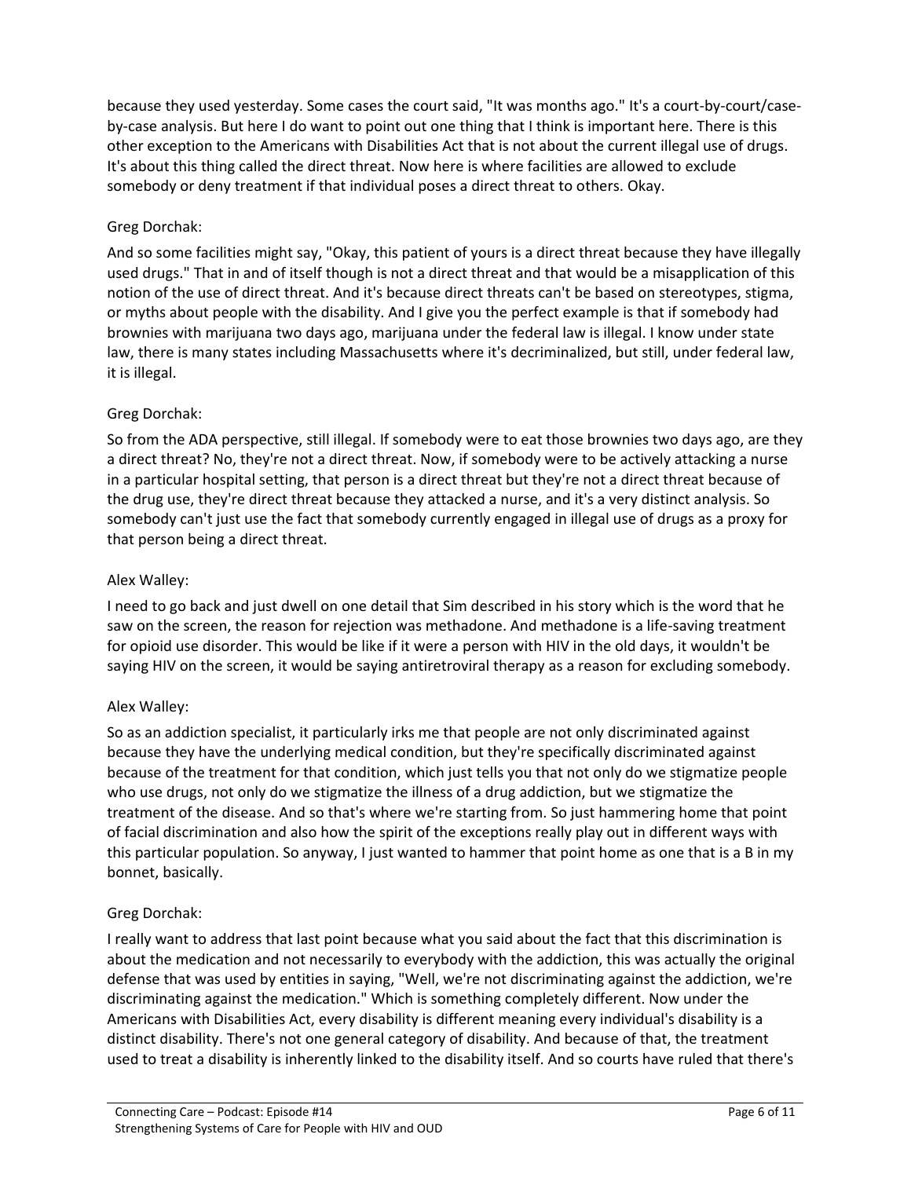because they used yesterday. Some cases the court said, "It was months ago." It's a court-by-court/case-by-case analysis. But here I do want to point out one thing that I think is important here. There is this other exception to the Americans with Disabilities Act that is not about the current illegal use of drugs. It's about this thing called the direct threat. Now here is where facilities are allowed to exclude somebody or deny treatment if that individual poses a direct threat to others. Okay.

Greg Dorchak:

And so some facilities might say, "Okay, this patient of yours is a direct threat because they have illegally used drugs." That in and of itself though is not a direct threat and that would be a misapplication of this notion of the use of direct threat. And it's because direct threats can't be based on stereotypes, stigma, or myths about people with the disability. And I give you the perfect example is that if somebody had brownies with marijuana two days ago, marijuana under the federal law is illegal. I know under state law, there is many states including Massachusetts where it's decriminalized, but still, under federal law, it is illegal.

Greg Dorchak:

So from the ADA perspective, still illegal. If somebody were to eat those brownies two days ago, are they a direct threat? No, they're not a direct threat. Now, if somebody were to be actively attacking a nurse in a particular hospital setting, that person is a direct threat but they're not a direct threat because of the drug use, they're direct threat because they attacked a nurse, and it's a very distinct analysis. So somebody can't just use the fact that somebody currently engaged in illegal use of drugs as a proxy for that person being a direct threat.

Alex Walley:

I need to go back and just dwell on one detail that Sim described in his story which is the word that he saw on the screen, the reason for rejection was methadone. And methadone is a life-saving treatment for opioid use disorder. This would be like if it were a person with HIV in the old days, it wouldn't be saying HIV on the screen, it would be saying antiretroviral therapy as a reason for excluding somebody.

Alex Walley:

So as an addiction specialist, it particularly irks me that people are not only discriminated against because they have the underlying medical condition, but they're specifically discriminated against because of the treatment for that condition, which just tells you that not only do we stigmatize people who use drugs, not only do we stigmatize the illness of a drug addiction, but we stigmatize the treatment of the disease. And so that's where we're starting from. So just hammering home that point of facial discrimination and also how the spirit of the exceptions really play out in different ways with this particular population. So anyway, I just wanted to hammer that point home as one that is a B in my bonnet, basically.

Greg Dorchak:

I really want to address that last point because what you said about the fact that this discrimination is about the medication and not necessarily to everybody with the addiction, this was actually the original defense that was used by entities in saying, "Well, we're not discriminating against the addiction, we're discriminating against the medication." Which is something completely different. Now under the Americans with Disabilities Act, every disability is different meaning every individual's disability is a distinct disability. There's not one general category of disability. And because of that, the treatment used to treat a disability is inherently linked to the disability itself. And so courts have ruled that there's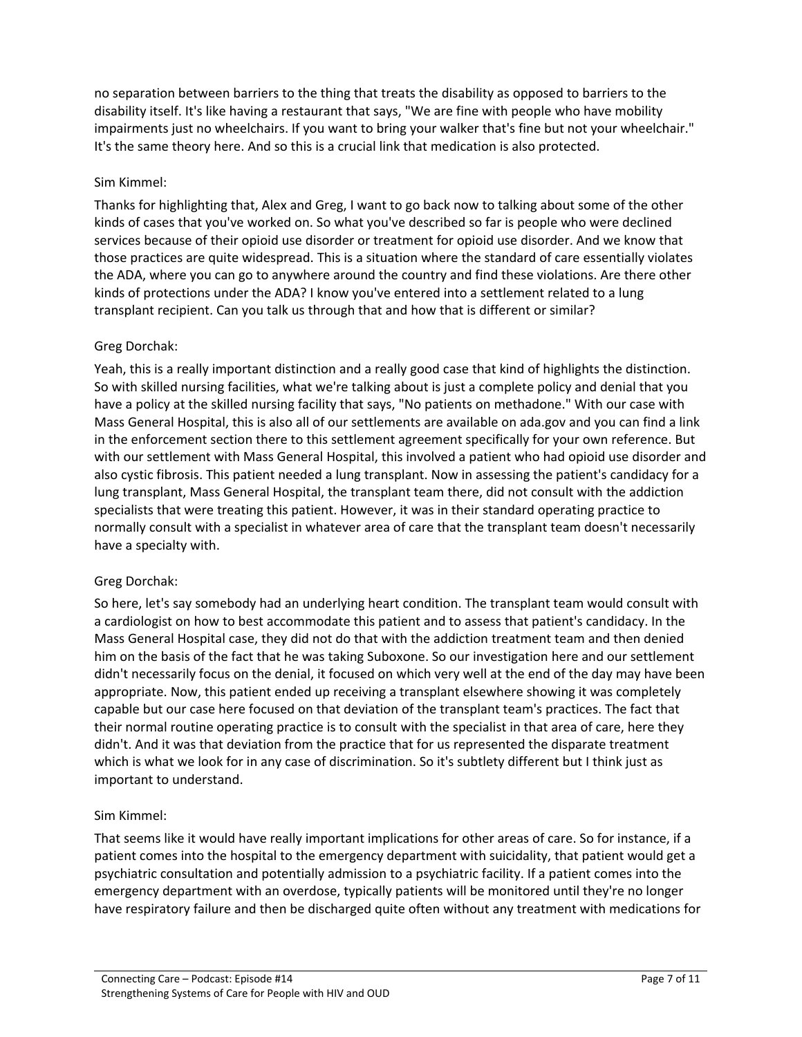no separation between barriers to the thing that treats the disability as opposed to barriers to the disability itself. It's like having a restaurant that says, "We are fine with people who have mobility impairments just no wheelchairs. If you want to bring your walker that's fine but not your wheelchair." It's the same theory here. And so this is a crucial link that medication is also protected.

Sim Kimmel:

Thanks for highlighting that, Alex and Greg, I want to go back now to talking about some of the other kinds of cases that you've worked on. So what you've described so far is people who were declined services because of their opioid use disorder or treatment for opioid use disorder. And we know that those practices are quite widespread. This is a situation where the standard of care essentially violates the ADA, where you can go to anywhere around the country and find these violations. Are there other kinds of protections under the ADA? I know you've entered into a settlement related to a lung transplant recipient. Can you talk us through that and how that is different or similar?

Greg Dorchak:

Yeah, this is a really important distinction and a really good case that kind of highlights the distinction. So with skilled nursing facilities, what we're talking about is just a complete policy and denial that you have a policy at the skilled nursing facility that says, "No patients on methadone." With our case with Mass General Hospital, this is also all of our settlements are available on ada.gov and you can find a link in the enforcement section there to this settlement agreement specifically for your own reference. But with our settlement with Mass General Hospital, this involved a patient who had opioid use disorder and also cystic fibrosis. This patient needed a lung transplant. Now in assessing the patient's candidacy for a lung transplant, Mass General Hospital, the transplant team there, did not consult with the addiction specialists that were treating this patient. However, it was in their standard operating practice to normally consult with a specialist in whatever area of care that the transplant team doesn't necessarily have a specialty with.

Greg Dorchak:

So here, let's say somebody had an underlying heart condition. The transplant team would consult with a cardiologist on how to best accommodate this patient and to assess that patient's candidacy. In the Mass General Hospital case, they did not do that with the addiction treatment team and then denied him on the basis of the fact that he was taking Suboxone. So our investigation here and our settlement didn't necessarily focus on the denial, it focused on which very well at the end of the day may have been appropriate. Now, this patient ended up receiving a transplant elsewhere showing it was completely capable but our case here focused on that deviation of the transplant team's practices. The fact that their normal routine operating practice is to consult with the specialist in that area of care, here they didn't. And it was that deviation from the practice that for us represented the disparate treatment which is what we look for in any case of discrimination. So it's subtlety different but I think just as important to understand.

Sim Kimmel:

That seems like it would have really important implications for other areas of care. So for instance, if a patient comes into the hospital to the emergency department with suicidality, that patient would get a psychiatric consultation and potentially admission to a psychiatric facility. If a patient comes into the emergency department with an overdose, typically patients will be monitored until they're no longer have respiratory failure and then be discharged quite often without any treatment with medications for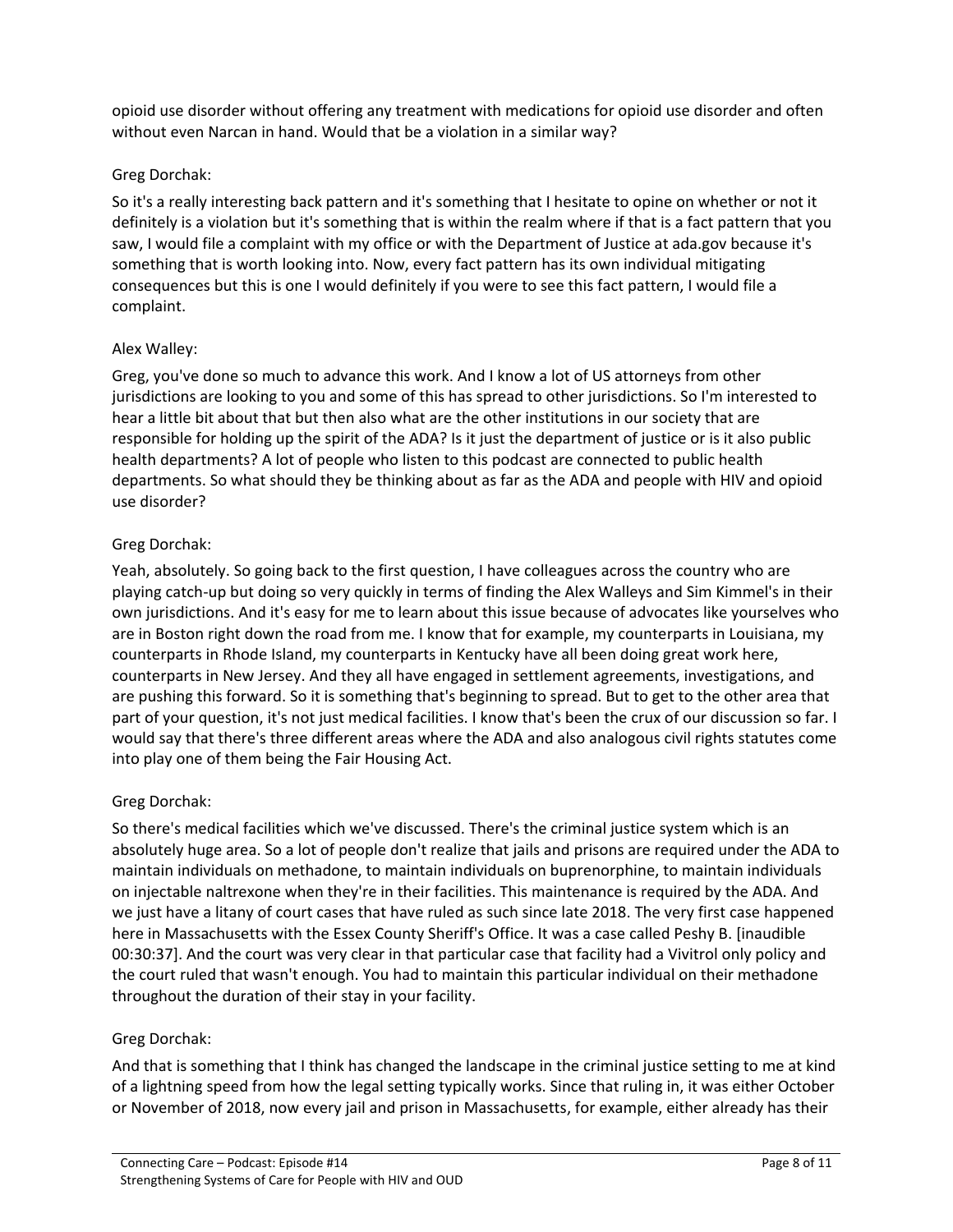opioid use disorder without offering any treatment with medications for opioid use disorder and often without even Narcan in hand. Would that be a violation in a similar way?

Greg Dorchak:

So it's a really interesting back pattern and it's something that I hesitate to opine on whether or not it definitely is a violation but it's something that is within the realm where if that is a fact pattern that you saw, I would file a complaint with my office or with the Department of Justice at ada.gov because it's something that is worth looking into. Now, every fact pattern has its own individual mitigating consequences but this is one I would definitely if you were to see this fact pattern, I would file a complaint.

Alex Walley:

Greg, you've done so much to advance this work. And I know a lot of US attorneys from other jurisdictions are looking to you and some of this has spread to other jurisdictions. So I'm interested to hear a little bit about that but then also what are the other institutions in our society that are responsible for holding up the spirit of the ADA? Is it just the department of justice or is it also public health departments? A lot of people who listen to this podcast are connected to public health departments. So what should they be thinking about as far as the ADA and people with HIV and opioid use disorder?

Greg Dorchak:

Yeah, absolutely. So going back to the first question, I have colleagues across the country who are playing catch-up but doing so very quickly in terms of finding the Alex Walleys and Sim Kimmel's in their own jurisdictions. And it's easy for me to learn about this issue because of advocates like yourselves who are in Boston right down the road from me. I know that for example, my counterparts in Louisiana, my counterparts in Rhode Island, my counterparts in Kentucky have all been doing great work here, counterparts in New Jersey. And they all have engaged in settlement agreements, investigations, and are pushing this forward. So it is something that's beginning to spread. But to get to the other area that part of your question, it's not just medical facilities. I know that's been the crux of our discussion so far. I would say that there's three different areas where the ADA and also analogous civil rights statutes come into play one of them being the Fair Housing Act.

Greg Dorchak:

So there's medical facilities which we've discussed. There's the criminal justice system which is an absolutely huge area. So a lot of people don't realize that jails and prisons are required under the ADA to maintain individuals on methadone, to maintain individuals on buprenorphine, to maintain individuals on injectable naltrexone when they're in their facilities. This maintenance is required by the ADA. And we just have a litany of court cases that have ruled as such since late 2018. The very first case happened here in Massachusetts with the Essex County Sheriff's Office. It was a case called Peshy B. [inaudible 00:30:37]. And the court was very clear in that particular case that facility had a Vivitrol only policy and the court ruled that wasn't enough. You had to maintain this particular individual on their methadone throughout the duration of their stay in your facility.

Greg Dorchak:

And that is something that I think has changed the landscape in the criminal justice setting to me at kind of a lightning speed from how the legal setting typically works. Since that ruling in, it was either October or November of 2018, now every jail and prison in Massachusetts, for example, either already has their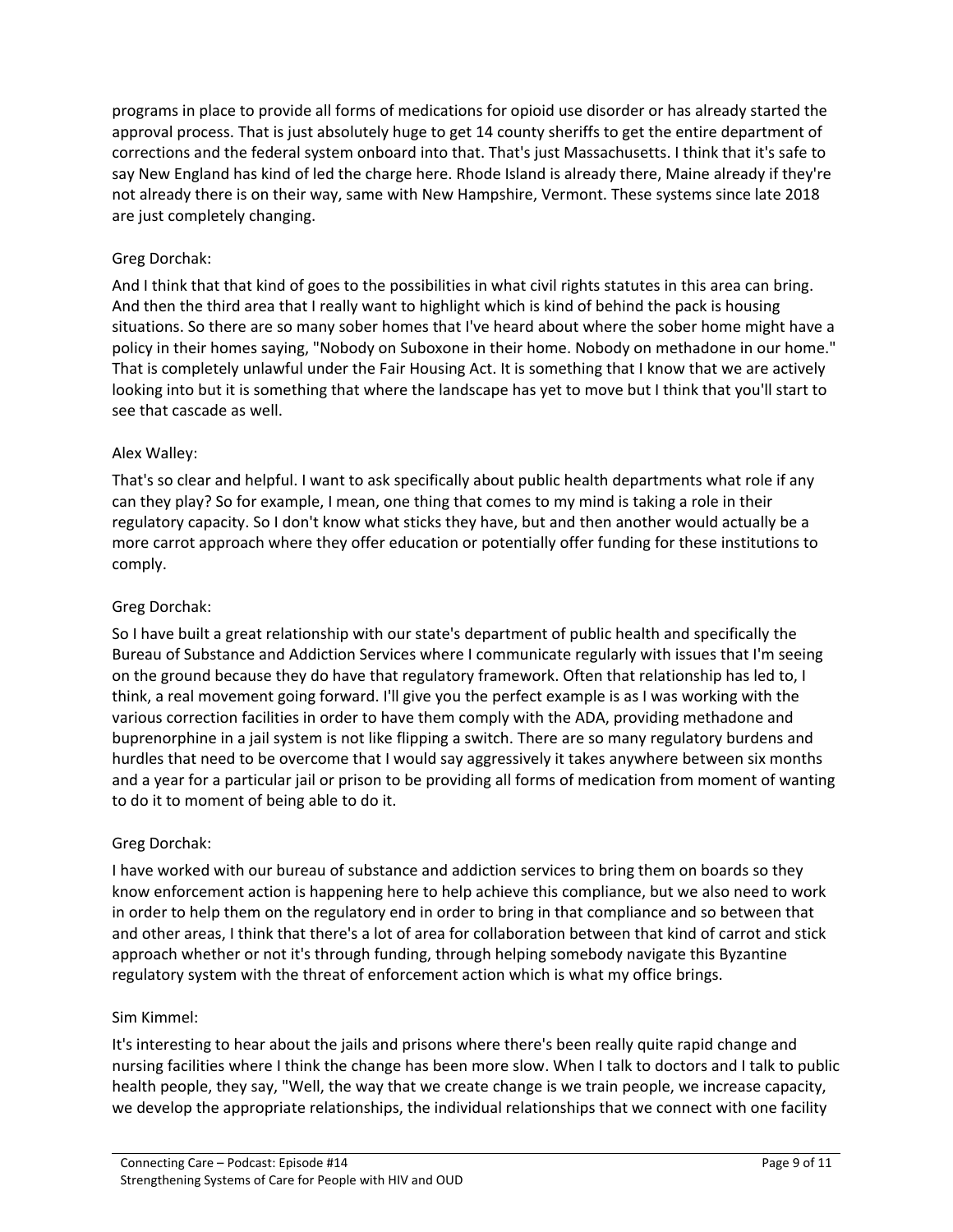programs in place to provide all forms of medications for opioid use disorder or has already started the approval process. That is just absolutely huge to get 14 county sheriffs to get the entire department of corrections and the federal system onboard into that. That's just Massachusetts. I think that it's safe to say New England has kind of led the charge here. Rhode Island is already there, Maine already if they're not already there is on their way, same with New Hampshire, Vermont. These systems since late 2018 are just completely changing.

Greg Dorchak:

And I think that that kind of goes to the possibilities in what civil rights statutes in this area can bring. And then the third area that I really want to highlight which is kind of behind the pack is housing situations. So there are so many sober homes that I've heard about where the sober home might have a policy in their homes saying, "Nobody on Suboxone in their home. Nobody on methadone in our home." That is completely unlawful under the Fair Housing Act. It is something that I know that we are actively looking into but it is something that where the landscape has yet to move but I think that you'll start to see that cascade as well.

Alex Walley:

That's so clear and helpful. I want to ask specifically about public health departments what role if any can they play? So for example, I mean, one thing that comes to my mind is taking a role in their regulatory capacity. So I don't know what sticks they have, but and then another would actually be a more carrot approach where they offer education or potentially offer funding for these institutions to comply.

Greg Dorchak:

So I have built a great relationship with our state's department of public health and specifically the Bureau of Substance and Addiction Services where I communicate regularly with issues that I'm seeing on the ground because they do have that regulatory framework. Often that relationship has led to, I think, a real movement going forward. I'll give you the perfect example is as I was working with the various correction facilities in order to have them comply with the ADA, providing methadone and buprenorphine in a jail system is not like flipping a switch. There are so many regulatory burdens and hurdles that need to be overcome that I would say aggressively it takes anywhere between six months and a year for a particular jail or prison to be providing all forms of medication from moment of wanting to do it to moment of being able to do it.

Greg Dorchak:

I have worked with our bureau of substance and addiction services to bring them on boards so they know enforcement action is happening here to help achieve this compliance, but we also need to work in order to help them on the regulatory end in order to bring in that compliance and so between that and other areas, I think that there's a lot of area for collaboration between that kind of carrot and stick approach whether or not it's through funding, through helping somebody navigate this Byzantine regulatory system with the threat of enforcement action which is what my office brings.

Sim Kimmel:

It's interesting to hear about the jails and prisons where there's been really quite rapid change and nursing facilities where I think the change has been more slow. When I talk to doctors and I talk to public health people, they say, "Well, the way that we create change is we train people, we increase capacity, we develop the appropriate relationships, the individual relationships that we connect with one facility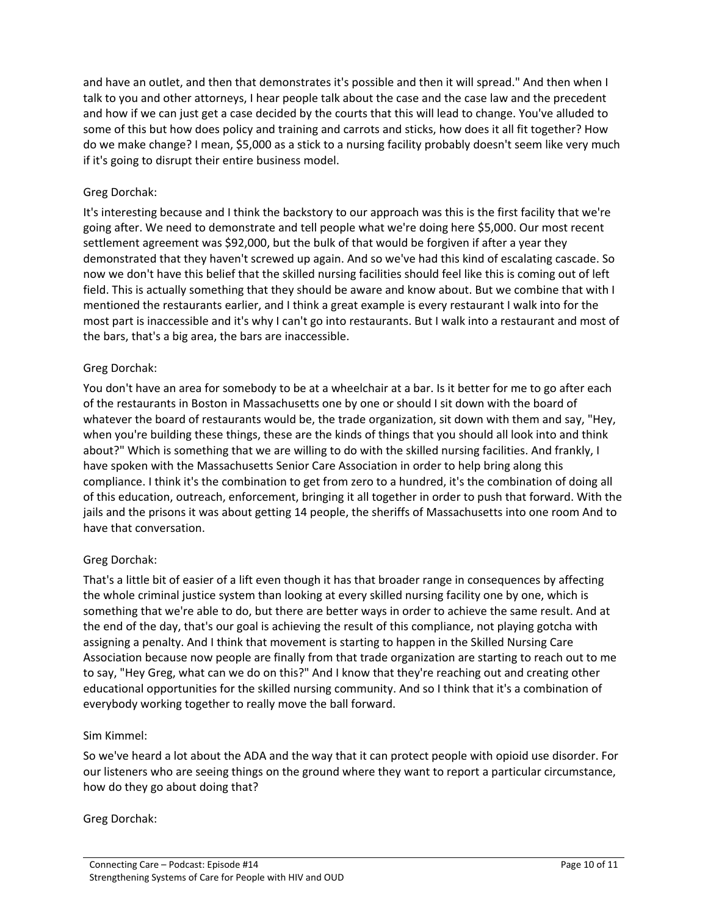and have an outlet, and then that demonstrates it's possible and then it will spread." And then when I talk to you and other attorneys, I hear people talk about the case and the case law and the precedent and how if we can just get a case decided by the courts that this will lead to change. You've alluded to some of this but how does policy and training and carrots and sticks, how does it all fit together? How do we make change? I mean, $5,000 as a stick to a nursing facility probably doesn't seem like very much if it's going to disrupt their entire business model.

Greg Dorchak:

It's interesting because and I think the backstory to our approach was this is the first facility that we're going after. We need to demonstrate and tell people what we're doing here $5,000. Our most recent settlement agreement was $92,000, but the bulk of that would be forgiven if after a year they demonstrated that they haven't screwed up again. And so we've had this kind of escalating cascade. So now we don't have this belief that the skilled nursing facilities should feel like this is coming out of left field. This is actually something that they should be aware and know about. But we combine that with I mentioned the restaurants earlier, and I think a great example is every restaurant I walk into for the most part is inaccessible and it's why I can't go into restaurants. But I walk into a restaurant and most of the bars, that's a big area, the bars are inaccessible.

Greg Dorchak:

You don't have an area for somebody to be at a wheelchair at a bar. Is it better for me to go after each of the restaurants in Boston in Massachusetts one by one or should I sit down with the board of whatever the board of restaurants would be, the trade organization, sit down with them and say, "Hey, when you're building these things, these are the kinds of things that you should all look into and think about?" Which is something that we are willing to do with the skilled nursing facilities. And frankly, I have spoken with the Massachusetts Senior Care Association in order to help bring along this compliance. I think it's the combination to get from zero to a hundred, it's the combination of doing all of this education, outreach, enforcement, bringing it all together in order to push that forward. With the jails and the prisons it was about getting 14 people, the sheriffs of Massachusetts into one room And to have that conversation.

Greg Dorchak:

That's a little bit of easier of a lift even though it has that broader range in consequences by affecting the whole criminal justice system than looking at every skilled nursing facility one by one, which is something that we're able to do, but there are better ways in order to achieve the same result. And at the end of the day, that's our goal is achieving the result of this compliance, not playing gotcha with assigning a penalty. And I think that movement is starting to happen in the Skilled Nursing Care Association because now people are finally from that trade organization are starting to reach out to me to say, "Hey Greg, what can we do on this?" And I know that they're reaching out and creating other educational opportunities for the skilled nursing community. And so I think that it's a combination of everybody working together to really move the ball forward.

Sim Kimmel:

So we've heard a lot about the ADA and the way that it can protect people with opioid use disorder. For our listeners who are seeing things on the ground where they want to report a particular circumstance, how do they go about doing that?

Greg Dorchak: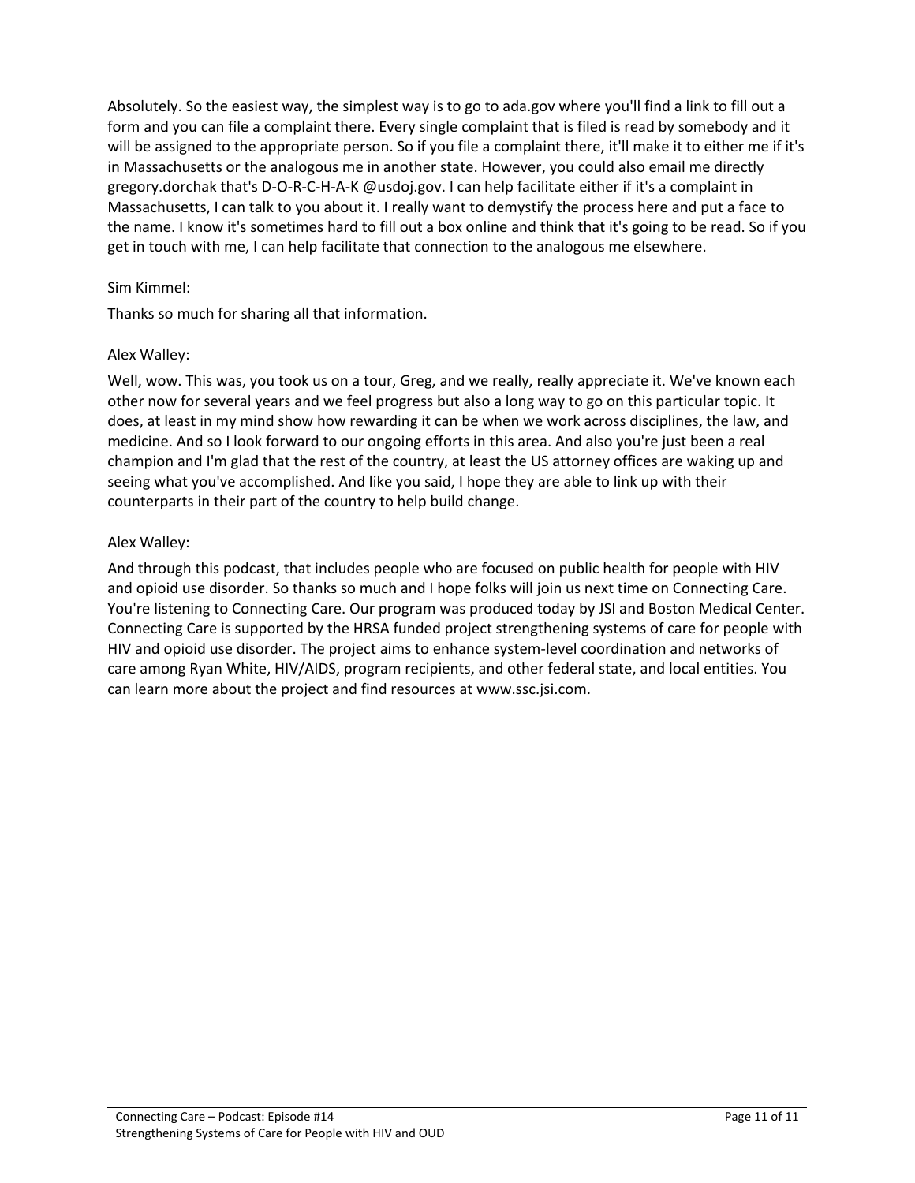Absolutely. So the easiest way, the simplest way is to go to ada.gov where you'll find a link to fill out a form and you can file a complaint there. Every single complaint that is filed is read by somebody and it will be assigned to the appropriate person. So if you file a complaint there, it'll make it to either me if it's in Massachusetts or the analogous me in another state. However, you could also email me directly gregory.dorchak that's D-O-R-C-H-A-K @usdoj.gov. I can help facilitate either if it's a complaint in Massachusetts, I can talk to you about it. I really want to demystify the process here and put a face to the name. I know it's sometimes hard to fill out a box online and think that it's going to be read. So if you get in touch with me, I can help facilitate that connection to the analogous me elsewhere.

Sim Kimmel:

Thanks so much for sharing all that information.

Alex Walley:

Well, wow. This was, you took us on a tour, Greg, and we really, really appreciate it. We've known each other now for several years and we feel progress but also a long way to go on this particular topic. It does, at least in my mind show how rewarding it can be when we work across disciplines, the law, and medicine. And so I look forward to our ongoing efforts in this area. And also you're just been a real champion and I'm glad that the rest of the country, at least the US attorney offices are waking up and seeing what you've accomplished. And like you said, I hope they are able to link up with their counterparts in their part of the country to help build change.

Alex Walley:

And through this podcast, that includes people who are focused on public health for people with HIV and opioid use disorder. So thanks so much and I hope folks will join us next time on Connecting Care. You're listening to Connecting Care. Our program was produced today by JSI and Boston Medical Center. Connecting Care is supported by the HRSA funded project strengthening systems of care for people with HIV and opioid use disorder. The project aims to enhance system-level coordination and networks of care among Ryan White, HIV/AIDS, program recipients, and other federal state, and local entities. You can learn more about the project and find resources at www.ssc.jsi.com.